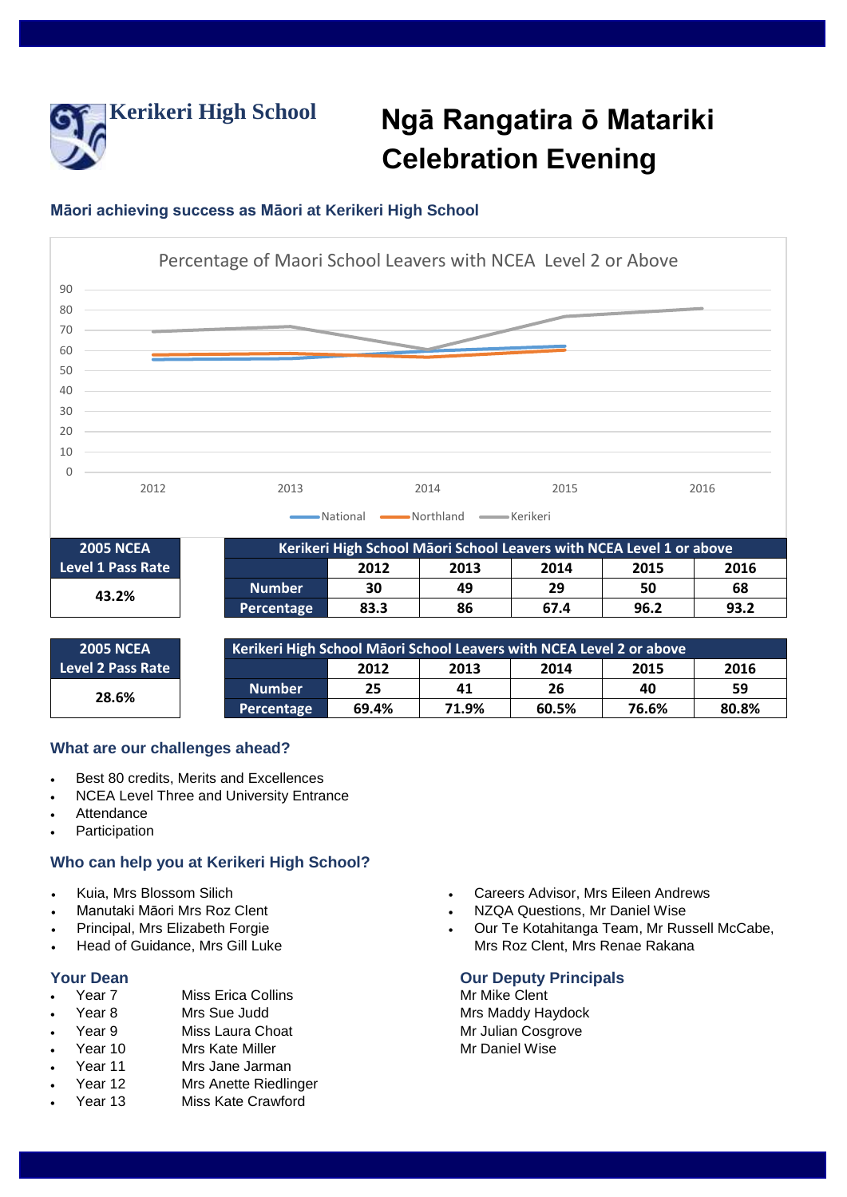Kerikeri High School

# Ngā Rangatira ō Matariki Celebration Evening

## Māori achieving success as Māori at Kerikeri High School

Percentage of Maori School Leavers with NCEA Level 2 or Above

| 2005 NCEA Level 1 Pass Rate |
|---|
| 43.2% |

| Kerikeri High School Māori School Leavers with NCEA Level 1 or above | | | | | |
|---|---|---|---|---|---|
| | 2012 | 2013 | 2014 | 2015 | 2016 |
| Number | 30 | 49 | 29 | 50 | 68 |
| Percentage | 83.3 | 86 | 67.4 | 96.2 | 93.2 |

| 2005 NCEA Level 2 Pass Rate |
|---|
| 28.6% |

| Kerikeri High School Māori School Leavers with NCEA Level 2 or above | | | | | |
|---|---|---|---|---|---|
| | 2012 | 2013 | 2014 | 2015 | 2016 |
| Number | 25 | 41 | 26 | 40 | 59 |
| Percentage | 69.4% | 71.9% | 60.5% | 76.6% | 80.8% |

### What are our challenges ahead?

- Best 80 credits, Merits and Excellences
- NCEA Level Three and University Entrance
- Attendance
- Participation

### Who can help you at Kerikeri High School?

- Kuia, Mrs Blossom Silich
- Manutaki Māori Mrs Roz Clent
- Principal, Mrs Elizabeth Forgie
- Head of Guidance, Mrs Gill Luke
- Careers Advisor, Mrs Eileen Andrews
- NZQA Questions, Mr Daniel Wise
- Our Te Kotahitanga Team, Mr Russell McCabe, Mrs Roz Clent, Mrs Renae Rakana

### Your Dean

- Year 7 Miss Erica Collins
- Year 8 Mrs Sue Judd
- Year 9 Miss Laura Choat
- Year 10 Mrs Kate Miller
- Year 11 Mrs Jane Jarman
- Year 12 Mrs Anette Riedlinger
- Year 13 Miss Kate Crawford

### Our Deputy Principals

Mr Mike Clent
Mrs Maddy Haydock
Mr Julian Cosgrove
Mr Daniel Wise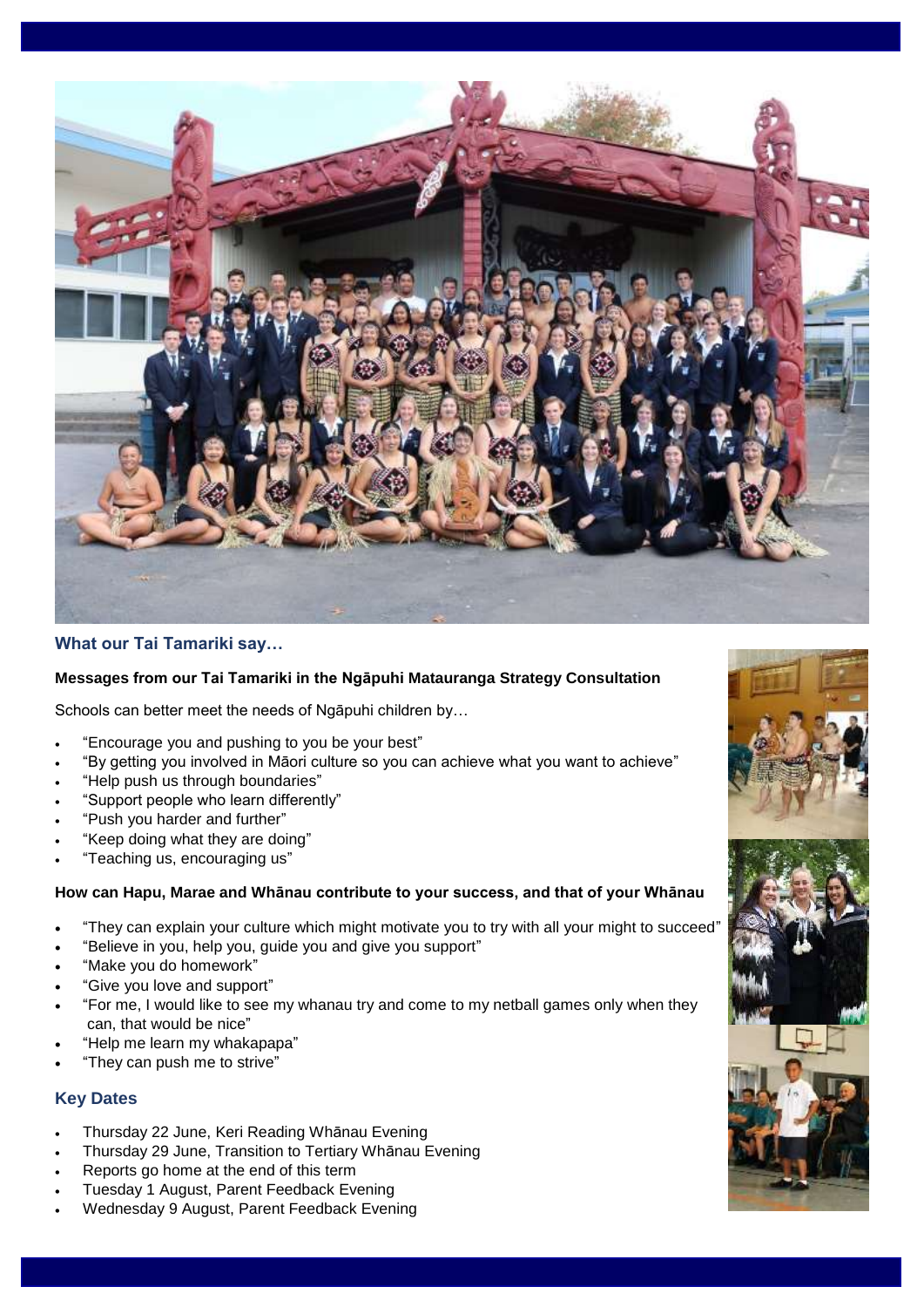## What our Tai Tamariki say…

**Messages from our Tai Tamariki in the Ngāpuhi Matauranga Strategy Consultation**

Schools can better meet the needs of Ngāpuhi children by…

- "Encourage you and pushing to you be your best"
- "By getting you involved in Māori culture so you can achieve what you want to achieve"
- "Help push us through boundaries"
- "Support people who learn differently"
- "Push you harder and further"
- "Keep doing what they are doing"
- "Teaching us, encouraging us"

**How can Hapu, Marae and Whānau contribute to your success, and that of your Whānau**

- "They can explain your culture which might motivate you to try with all your might to succeed"
- "Believe in you, help you, guide you and give you support"
- "Make you do homework"
- "Give you love and support"
- "For me, I would like to see my whanau try and come to my netball games only when they can, that would be nice"
- "Help me learn my whakapapa"
- "They can push me to strive"

## Key Dates

- Thursday 22 June, Keri Reading Whānau Evening
- Thursday 29 June, Transition to Tertiary Whānau Evening
- Reports go home at the end of this term
- Tuesday 1 August, Parent Feedback Evening
- Wednesday 9 August, Parent Feedback Evening